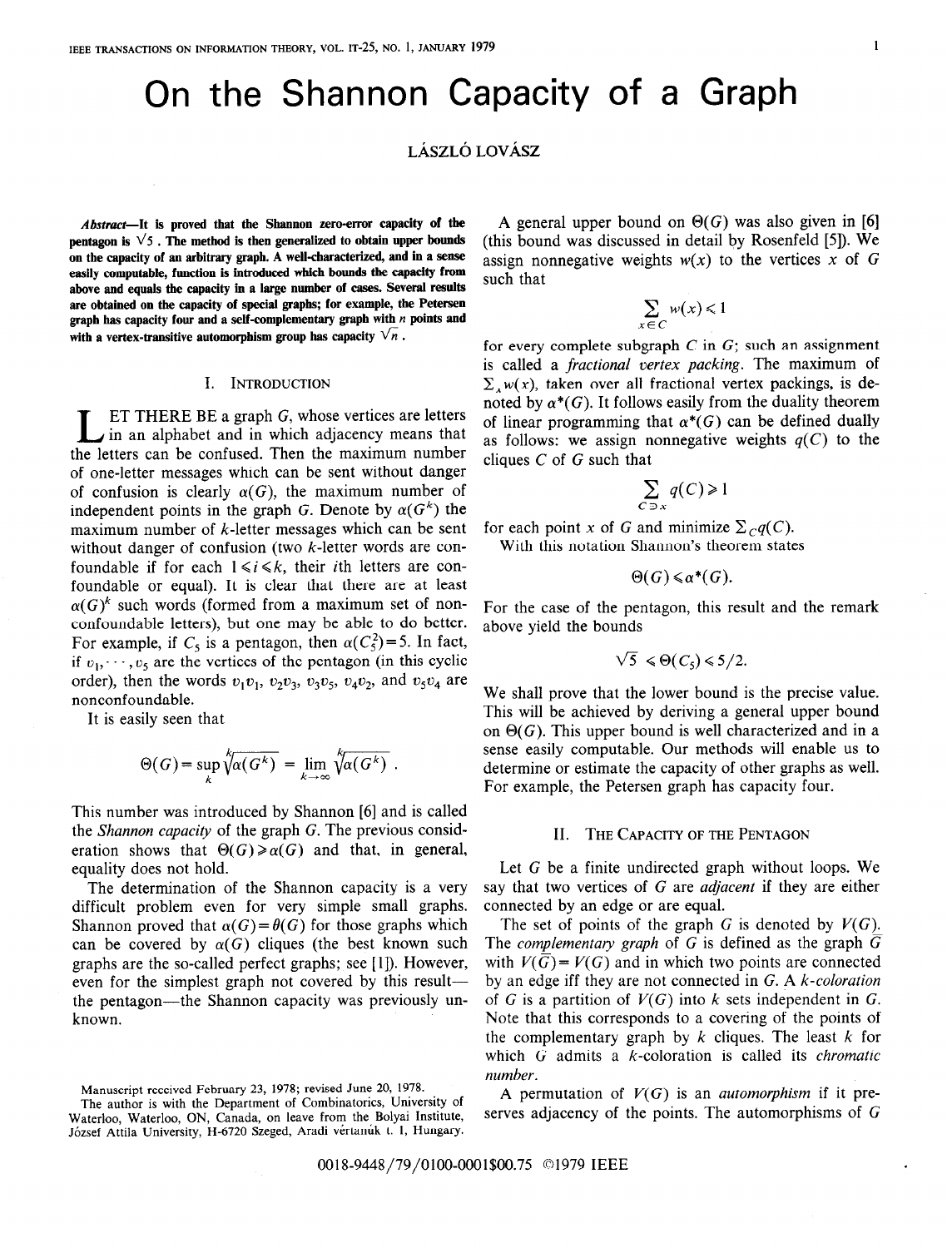# On the Shannon Capacity of a Graph

LÁSZLÓ LOVÁSZ

***Abstract*—It is proved that the Shannon zero-error capacity of the pentagon is $\sqrt{5}$. The method is then generalized to obtain upper bounds on the capacity of an arbitrary graph. A well-characterized, and in a sense easily computable, function is introduced which bounds the capacity from above and equals the capacity in a large number of cases. Several results are obtained on the capacity of special graphs; for example, the Petersen graph has capacity four and a self-complementary graph with $n$ points and with a vertex-transitive automorphism group has capacity $\sqrt{n}$.**

## I. Introduction

LET THERE BE a graph $G$, whose vertices are letters in an alphabet and in which adjacency means that the letters can be confused. Then the maximum number of one-letter messages which can be sent without danger of confusion is clearly $\alpha(G)$, the maximum number of independent points in the graph $G$. Denote by $\alpha(G^k)$ the maximum number of $k$-letter messages which can be sent without danger of confusion (two $k$-letter words are confoundable if for each $1 \leqslant i \leqslant k$, their $i$th letters are confoundable or equal). It is clear that there are at least $\alpha(G)^k$ such words (formed from a maximum set of nonconfoundable letters), but one may be able to do better. For example, if $C_5$ is a pentagon, then $\alpha(C_5^2)=5$. In fact, if $v_1,\cdots,v_5$ are the vertices of the pentagon (in this cyclic order), then the words $v_1v_1$, $v_2v_3$, $v_3v_5$, $v_4v_2$, and $v_5v_4$ are nonconfoundable.

It is easily seen that

$$\Theta(G)=\sup_k \sqrt[k]{\alpha(G^k)} = \lim_{k\to\infty} \sqrt[k]{\alpha(G^k)}\ .$$

This number was introduced by Shannon [6] and is called the *Shannon capacity* of the graph $G$. The previous consideration shows that $\Theta(G) \geqslant \alpha(G)$ and that, in general, equality does not hold.

The determination of the Shannon capacity is a very difficult problem even for very simple small graphs. Shannon proved that $\alpha(G)=\theta(G)$ for those graphs which can be covered by $\alpha(G)$ cliques (the best known such graphs are the so-called perfect graphs; see [1]). However, even for the simplest graph not covered by this result—the pentagon—the Shannon capacity was previously unknown.

Manuscript received February 23, 1978; revised June 20, 1978.

The author is with the Department of Combinatorics, University of Waterloo, Waterloo, ON, Canada, on leave from the Bolyai Institute, József Attila University, H-6720 Szeged, Aradi vértanúk t. 1, Hungary.

A general upper bound on $\Theta(G)$ was also given in [6] (this bound was discussed in detail by Rosenfeld [5]). We assign nonnegative weights $w(x)$ to the vertices $x$ of $G$ such that

$$\sum_{x\in C} w(x) \leqslant 1$$

for every complete subgraph $C$ in $G$; such an assignment is called a *fractional vertex packing*. The maximum of $\sum_x w(x)$, taken over all fractional vertex packings, is denoted by $\alpha^*(G)$. It follows easily from the duality theorem of linear programming that $\alpha^*(G)$ can be defined dually as follows: we assign nonnegative weights $q(C)$ to the cliques $C$ of $G$ such that

$$\sum_{C\ni x} q(C) \geqslant 1$$

for each point $x$ of $G$ and minimize $\sum_C q(C)$.

With this notation Shannon's theorem states

$$\Theta(G) \leqslant \alpha^*(G).$$

For the case of the pentagon, this result and the remark above yield the bounds

$$\sqrt{5} \leqslant \Theta(C_5) \leqslant 5/2.$$

We shall prove that the lower bound is the precise value. This will be achieved by deriving a general upper bound on $\Theta(G)$. This upper bound is well characterized and in a sense easily computable. Our methods will enable us to determine or estimate the capacity of other graphs as well. For example, the Petersen graph has capacity four.

## II. The Capacity of the Pentagon

Let $G$ be a finite undirected graph without loops. We say that two vertices of $G$ are *adjacent* if they are either connected by an edge or are equal.

The set of points of the graph $G$ is denoted by $V(G)$. The *complementary graph* of $G$ is defined as the graph $\bar{G}$ with $V(\bar{G})=V(G)$ and in which two points are connected by an edge iff they are not connected in $G$. A *$k$-coloration* of $G$ is a partition of $V(G)$ into $k$ sets independent in $G$. Note that this corresponds to a covering of the points of the complementary graph by $k$ cliques. The least $k$ for which $G$ admits a $k$-coloration is called its *chromatic number*.

A permutation of $V(G)$ is an *automorphism* if it preserves adjacency of the points. The automorphisms of $G$

0018-9448/79/0100-0001$00.75 ©1979 IEEE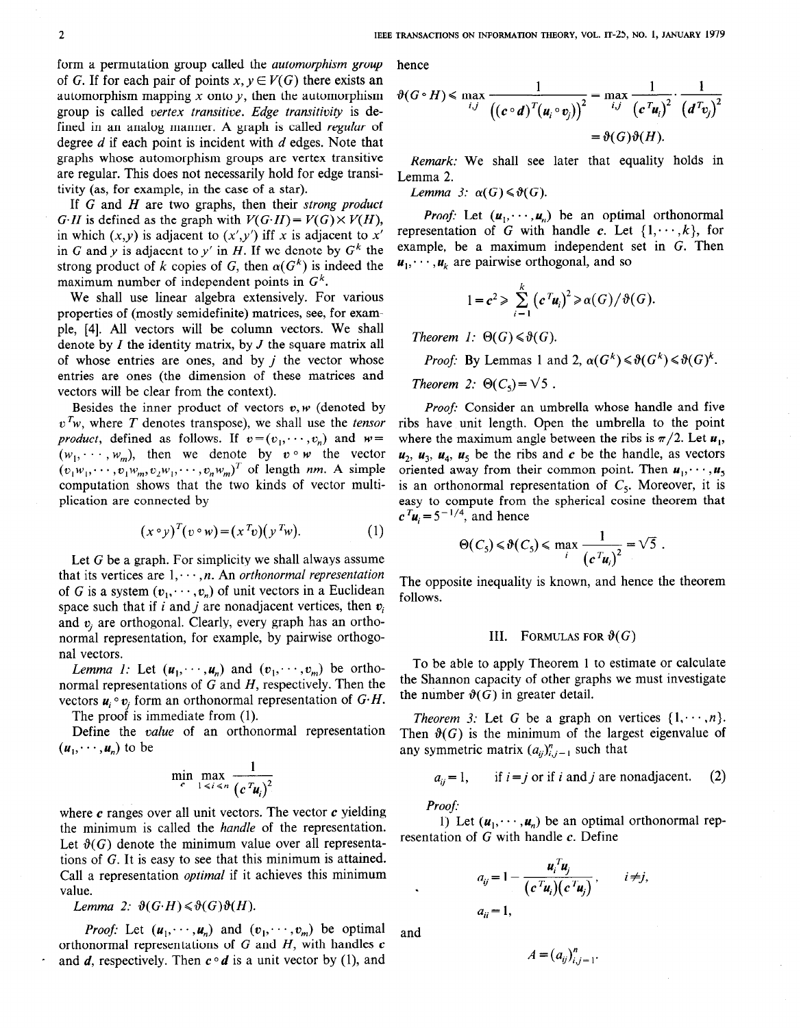form a permutation group called the *automorphism group* of $G$. If for each pair of points $x, y \in V(G)$ there exists an automorphism mapping $x$ onto $y$, then the automorphism group is called *vertex transitive*. *Edge transitivity* is defined in an analog manner. A graph is called *regular* of degree $d$ if each point is incident with $d$ edges. Note that graphs whose automorphism groups are vertex transitive are regular. This does not necessarily hold for edge transitivity (as, for example, in the case of a star).

If $G$ and $H$ are two graphs, then their *strong product* $G \cdot H$ is defined as the graph with $V(G \cdot H) = V(G) \times V(H)$, in which $(x,y)$ is adjacent to $(x',y')$ iff $x$ is adjacent to $x'$ in $G$ and $y$ is adjacent to $y'$ in $H$. If we denote by $G^k$ the strong product of $k$ copies of $G$, then $\alpha(G^k)$ is indeed the maximum number of independent points in $G^k$.

We shall use linear algebra extensively. For various properties of (mostly semidefinite) matrices, see, for example, [4]. All vectors will be column vectors. We shall denote by $I$ the identity matrix, by $J$ the square matrix all of whose entries are ones, and by $j$ the vector whose entries are ones (the dimension of these matrices and vectors will be clear from the context).

Besides the inner product of vectors $v, w$ (denoted by $v^T w$, where $T$ denotes transpose), we shall use the *tensor product*, defined as follows. If $v = (v_1, \cdots, v_n)$ and $w = (w_1, \cdots, w_m)$, then we denote by $v \circ w$ the vector $(v_1 w_1, \cdots, v_1 w_m, v_2 w_1, \cdots, v_n w_m)^T$ of length $nm$. A simple computation shows that the two kinds of vector multiplication are connected by

$$(x \circ y)^T (v \circ w) = (x^T v)(y^T w). \tag{1}$$

Let $G$ be a graph. For simplicity we shall always assume that its vertices are $1, \cdots, n$. An *orthonormal representation* of $G$ is a system $(v_1, \cdots, v_n)$ of unit vectors in a Euclidean space such that if $i$ and $j$ are nonadjacent vertices, then $v_i$ and $v_j$ are orthogonal. Clearly, every graph has an orthonormal representation, for example, by pairwise orthogonal vectors.

*Lemma 1:* Let $(u_1, \cdots, u_n)$ and $(v_1, \cdots, v_m)$ be orthonormal representations of $G$ and $H$, respectively. Then the vectors $u_i \circ v_j$ form an orthonormal representation of $G \cdot H$.

The proof is immediate from (1).

Define the *value* of an orthonormal representation $(u_1, \cdots, u_n)$ to be

$$\min_c \max_{1 \le i \le n} \frac{1}{(c^T u_i)^2}$$

where $c$ ranges over all unit vectors. The vector $c$ yielding the minimum is called the *handle* of the representation. Let $\vartheta(G)$ denote the minimum value over all representations of $G$. It is easy to see that this minimum is attained. Call a representation *optimal* if it achieves this minimum value.

*Lemma 2:* $\vartheta(G \cdot H) \le \vartheta(G)\vartheta(H)$.

*Proof:* Let $(u_1, \cdots, u_n)$ and $(v_1, \cdots, v_m)$ be optimal orthonormal representations of $G$ and $H$, with handles $c$ and $d$, respectively. Then $c \circ d$ is a unit vector by (1), and hence

$$\vartheta(G \circ H) \le \max_{i,j} \frac{1}{\left((c \circ d)^T (u_i \circ v_j)\right)^2} = \max_{i,j} \frac{1}{(c^T u_i)^2} \cdot \frac{1}{(d^T v_j)^2} = \vartheta(G)\vartheta(H).$$

*Remark:* We shall see later that equality holds in Lemma 2.

*Lemma 3:* $\alpha(G) \le \vartheta(G)$.

*Proof:* Let $(u_1, \cdots, u_n)$ be an optimal orthonormal representation of $G$ with handle $c$. Let $\{1, \cdots, k\}$, for example, be a maximum independent set in $G$. Then $u_1, \cdots, u_k$ are pairwise orthogonal, and so

$$1 = c^2 \ge \sum_{i=1}^{k} (c^T u_i)^2 \ge \alpha(G)/\vartheta(G).$$

*Theorem 1:* $\Theta(G) \le \vartheta(G)$.

*Proof:* By Lemmas 1 and 2, $\alpha(G^k) \le \vartheta(G^k) \le \vartheta(G)^k$.

*Theorem 2:* $\Theta(C_5) = \sqrt{5}$.

*Proof:* Consider an umbrella whose handle and five ribs have unit length. Open the umbrella to the point where the maximum angle between the ribs is $\pi/2$. Let $u_1$, $u_2$, $u_3$, $u_4$, $u_5$ be the ribs and $c$ be the handle, as vectors oriented away from their common point. Then $u_1, \cdots, u_5$ is an orthonormal representation of $C_5$. Moreover, it is easy to compute from the spherical cosine theorem that $c^T u_i = 5^{-1/4}$, and hence

$$\Theta(C_5) \le \vartheta(C_5) \le \max_i \frac{1}{(c^T u_i)^2} = \sqrt{5}.$$

The opposite inequality is known, and hence the theorem follows.

## III. Formulas for $\vartheta(G)$

To be able to apply Theorem 1 to estimate or calculate the Shannon capacity of other graphs we must investigate the number $\vartheta(G)$ in greater detail.

*Theorem 3:* Let $G$ be a graph on vertices $\{1, \cdots, n\}$. Then $\vartheta(G)$ is the minimum of the largest eigenvalue of any symmetric matrix $(a_{ij})_{i,j=1}^n$ such that

$$a_{ij} = 1, \qquad \text{if } i = j \text{ or if } i \text{ and } j \text{ are nonadjacent.} \tag{2}$$

*Proof:*

1) Let $(u_1, \cdots, u_n)$ be an optimal orthonormal representation of $G$ with handle $c$. Define

$$a_{ij} = 1 - \frac{u_i^T u_j}{(c^T u_i)(c^T u_j)}, \qquad i \ne j,$$

$$a_{ii} = 1,$$

and

$$A = (a_{ij})_{i,j=1}^n.$$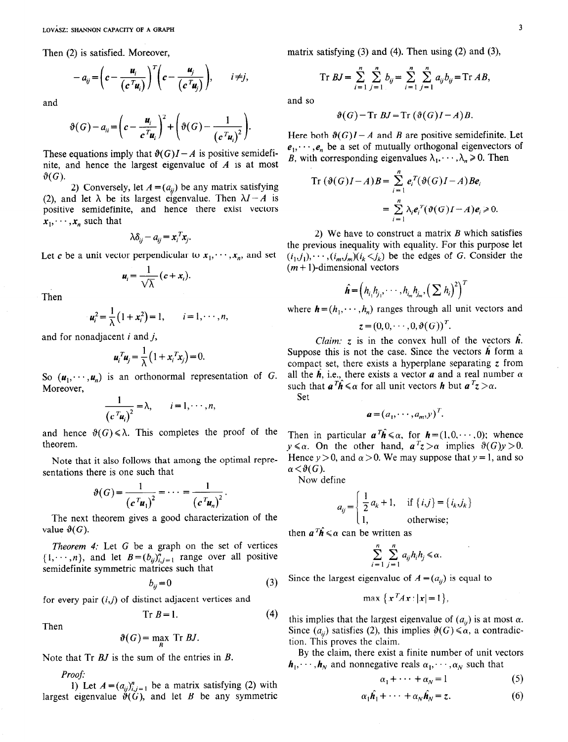Then (2) is satisfied. Moreover,

$$-a_{ij} = \left(c - \frac{u_i}{(c^T u_i)}\right)^T \left(c - \frac{u_j}{(c^T u_j)}\right), \qquad i \neq j,$$

and

$$\vartheta(G) - a_{ii} = \left(c - \frac{u_i}{c^T u_i}\right)^2 + \left(\vartheta(G) - \frac{1}{(c^T u_i)^2}\right).$$

These equations imply that $\vartheta(G)I - A$ is positive semidefinite, and hence the largest eigenvalue of $A$ is at most $\vartheta(G)$.

2) Conversely, let $A = (a_{ij})$ be any matrix satisfying (2), and let $\lambda$ be its largest eigenvalue. Then $\lambda I - A$ is positive semidefinite, and hence there exist vectors $x_1, \cdots, x_n$ such that

$$\lambda \delta_{ij} - a_{ij} = x_i^T x_j.$$

Let $c$ be a unit vector perpendicular to $x_1, \cdots, x_n$, and set

$$u_i = \frac{1}{\sqrt{\lambda}}(c + x_i).$$

Then

$$u_i^2 = \frac{1}{\lambda}(1 + x_i^2) = 1, \qquad i = 1, \cdots, n,$$

and for nonadjacent $i$ and $j$,

$$u_i^T u_j = \frac{1}{\lambda}(1 + x_i^T x_j) = 0.$$

So $(u_1, \cdots, u_n)$ is an orthonormal representation of $G$. Moreover,

$$\frac{1}{(c^T u_i)^2} = \lambda, \qquad i = 1, \cdots, n,$$

and hence $\vartheta(G) \leqslant \lambda$. This completes the proof of the theorem.

Note that it also follows that among the optimal representations there is one such that

$$\vartheta(G) = \frac{1}{(c^T u_1)^2} = \cdots = \frac{1}{(c^T u_n)^2}.$$

The next theorem gives a good characterization of the value $\vartheta(G)$.

*Theorem 4:* Let $G$ be a graph on the set of vertices $\{1, \cdots, n\}$, and let $B = (b_{ij})_{i,j=1}^n$ range over all positive semidefinite symmetric matrices such that

$$b_{ij} = 0 \tag{3}$$

for every pair $(i,j)$ of distinct adjacent vertices and

$$\operatorname{Tr} B = 1. \tag{4}$$

Then

$$\vartheta(G) = \max_B \operatorname{Tr} BJ.$$

Note that $\operatorname{Tr} BJ$ is the sum of the entries in $B$.

*Proof:*

1) Let $A = (a_{ij})_{i,j=1}^n$ be a matrix satisfying (2) with largest eigenvalue $\vartheta(G)$, and let $B$ be any symmetric matrix satisfying (3) and (4). Then using (2) and (3),

$$\operatorname{Tr} BJ = \sum_{i=1}^n \sum_{j=1}^n b_{ij} = \sum_{i=1}^n \sum_{j=1}^n a_{ij} b_{ij} = \operatorname{Tr} AB,$$

and so

$$\vartheta(G) - \operatorname{Tr} BJ = \operatorname{Tr}(\vartheta(G)I - A)B.$$

Here both $\vartheta(G)I - A$ and $B$ are positive semidefinite. Let $e_1, \cdots, e_n$ be a set of mutually orthogonal eigenvectors of $B$, with corresponding eigenvalues $\lambda_1, \cdots, \lambda_n \geqslant 0$. Then

$$\operatorname{Tr}(\vartheta(G)I - A)B = \sum_{i=1}^n e_i^T(\vartheta(G)I - A)Be_i$$
$$= \sum_{i=1}^n \lambda_i e_i^T(\vartheta(G)I - A)e_i \geqslant 0.$$

2) We have to construct a matrix $B$ which satisfies the previous inequality with equality. For this purpose let $(i_1 j_1), \cdots, (i_m j_m)(i_k < j_k)$ be the edges of $G$. Consider the $(m+1)$-dimensional vectors

$$\hat{h} = \left(h_{i_1} h_{j_1}, \cdots, h_{i_m} h_{j_m}, \left(\sum h_i\right)^2\right)^T$$

where $h = (h_1, \cdots, h_n)$ ranges through all unit vectors and

$$z = (0, 0, \cdots, 0, \vartheta(G))^T.$$

*Claim:* $z$ is in the convex hull of the vectors $\hat{h}$. Suppose this is not the case. Since the vectors $\hat{h}$ form a compact set, there exists a hyperplane separating $z$ from all the $\hat{h}$, i.e., there exists a vector $a$ and a real number $\alpha$ such that $a^T \hat{h} \leqslant \alpha$ for all unit vectors $h$ but $a^T z > \alpha$.

Set

$$a = (a_1, \cdots, a_m, y)^T.$$

Then in particular $a^T \hat{h} \leqslant \alpha$, for $h = (1, 0, \cdots, 0)$; whence $y \leqslant \alpha$. On the other hand, $a^T z > \alpha$ implies $\vartheta(G)y > 0$. Hence $y > 0$, and $\alpha > 0$. We may suppose that $y = 1$, and so $\alpha < \vartheta(G)$.

Now define

$$a_{ij} = \begin{cases} \frac{1}{2} a_k + 1, & \text{if } \{i,j\} = \{i_k, j_k\} \\ 1, & \text{otherwise;} \end{cases}$$

then $a^T \hat{h} \leqslant \alpha$ can be written as

$$\sum_{i=1}^n \sum_{j=1}^n a_{ij} h_i h_j \leqslant \alpha.$$

Since the largest eigenvalue of $A = (a_{ij})$ is equal to

$$\max \{x^T A x : |x| = 1\},$$

this implies that the largest eigenvalue of $(a_{ij})$ is at most $\alpha$. Since $(a_{ij})$ satisfies (2), this implies $\vartheta(G) \leqslant \alpha$, a contradiction. This proves the claim.

By the claim, there exist a finite number of unit vectors $h_1, \cdots, h_N$ and nonnegative reals $\alpha_1, \cdots, \alpha_N$ such that

$$\alpha_1 + \cdots + \alpha_N = 1 \tag{5}$$

$$\alpha_1 \hat{h}_1 + \cdots + \alpha_N \hat{h}_N = z. \tag{6}$$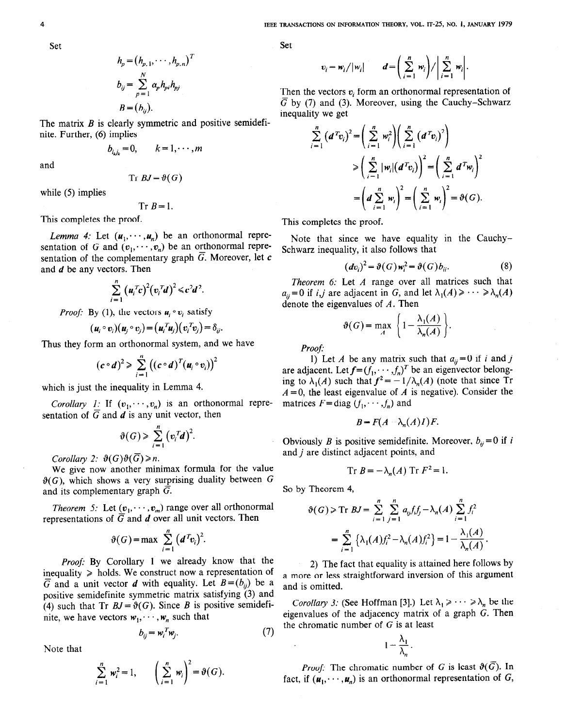Set

$$h_p = (h_{p,1}, \cdots, h_{p,n})^T$$

$$b_{ij} = \sum_{p=1}^{N} \alpha_p h_{pi} h_{pj}$$

$$B = (b_{ij}).$$

The matrix $B$ is clearly symmetric and positive semidefinite. Further, (6) implies

$$b_{i_k j_k} = 0, \qquad k = 1, \cdots, m$$

and

$$\operatorname{Tr} BJ = \vartheta(G)$$

while (5) implies

$$\operatorname{Tr} B = 1.$$

This completes the proof.

*Lemma 4:* Let $(u_1, \cdots, u_n)$ be an orthonormal representation of $G$ and $(v_1, \cdots, v_n)$ be an orthonormal representation of the complementary graph $\bar{G}$. Moreover, let $c$ and $d$ be any vectors. Then

$$\sum_{i=1}^{n} (u_i^T c)^2 (v_i^T d)^2 \leq c^2 d^2.$$

*Proof:* By (1), the vectors $u_i \circ v_i$ satisfy

$$(u_i \circ v_i)(u_j \circ v_j) = (u_i^T u_j)(v_i^T v_j) = \delta_{ij}.$$

Thus they form an orthonormal system, and we have

$$(c \circ d)^2 \geq \sum_{i=1}^{n} \left((c \circ d)^T (u_i \circ v_i)\right)^2$$

which is just the inequality in Lemma 4.

*Corollary 1:* If $(v_1, \cdots, v_n)$ is an orthonormal representation of $\bar{G}$ and $d$ is any unit vector, then

$$\vartheta(G) \geq \sum_{i=1}^{n} (v_i^T d)^2.$$

*Corollary 2:* $\vartheta(G)\vartheta(\bar{G}) \geq n$.

We give now another minimax formula for the value $\vartheta(G)$, which shows a very surprising duality between $G$ and its complementary graph $\bar{G}$.

*Theorem 5:* Let $(v_1, \cdots, v_m)$ range over all orthonormal representations of $\bar{G}$ and $d$ over all unit vectors. Then

$$\vartheta(G) = \max \sum_{i=1}^{n} (d^T v_i)^2.$$

*Proof:* By Corollary 1 we already know that the inequality $\geq$ holds. We construct now a representation of $\bar{G}$ and a unit vector $d$ with equality. Let $B = (b_{ij})$ be a positive semidefinite symmetric matrix satisfying (3) and (4) such that $\operatorname{Tr} BJ = \vartheta(G)$. Since $B$ is positive semidefinite, we have vectors $w_1, \cdots, w_n$ such that

$$b_{ij} = w_i^T w_j. \tag{7}$$

Note that

$$\sum_{i=1}^{n} w_i^2 = 1, \qquad \left(\sum_{i=1}^{n} w_i\right)^2 = \vartheta(G).$$

Set

$$v_i = w_i / |w_i| \qquad d = \left(\sum_{i=1}^{n} w_i\right) \Big/ \left|\sum_{i=1}^{n} w_i\right|.$$

Then the vectors $v_i$ form an orthonormal representation of $\bar{G}$ by (7) and (3). Moreover, using the Cauchy-Schwarz inequality we get

$$\sum_{i=1}^{n} (d^T v_i)^2 = \left(\sum_{i=1}^{n} w_i^2\right)\left(\sum_{i=1}^{n} (d^T v_i)^2\right)$$

$$\geq \left(\sum_{i=1}^{n} |w_i|(d^T v_i)\right)^2 = \left(\sum_{i=1}^{n} d^T w_i\right)^2$$

$$= \left(d \sum_{i=1}^{n} w_i\right)^2 = \left(\sum_{i=1}^{n} w_i\right)^2 = \vartheta(G).$$

This completes the proof.

Note that since we have equality in the Cauchy-Schwarz inequality, it also follows that

$$(dv_i)^2 = \vartheta(G) w_i^2 = \vartheta(G) b_{ii}. \tag{8}$$

*Theorem 6:* Let $A$ range over all matrices such that $a_{ij} = 0$ if $i,j$ are adjacent in $G$, and let $\lambda_1(A) \geq \cdots \geq \lambda_n(A)$ denote the eigenvalues of $A$. Then

$$\vartheta(G) = \max_A \left\{1 - \frac{\lambda_1(A)}{\lambda_n(A)}\right\}.$$

*Proof:*

1) Let $A$ be any matrix such that $a_{ij} = 0$ if $i$ and $j$ are adjacent. Let $f = (f_1, \cdots, f_n)^T$ be an eigenvector belonging to $\lambda_1(A)$ such that $f^2 = -1/\lambda_n(A)$ (note that since $\operatorname{Tr} A = 0$, the least eigenvalue of $A$ is negative). Consider the matrices $F = \operatorname{diag}(f_1, \cdots, f_n)$ and

$$B = F(A - \lambda_n(A) I)F.$$

Obviously $B$ is positive semidefinite. Moreover, $b_{ij} = 0$ if $i$ and $j$ are distinct adjacent points, and

$$\operatorname{Tr} B = -\lambda_n(A) \operatorname{Tr} F^2 = 1.$$

So by Theorem 4,

$$\vartheta(G) \geq \operatorname{Tr} BJ = \sum_{i=1}^{n} \sum_{j=1}^{n} a_{ij} f_i f_j - \lambda_n(A) \sum_{i=1}^{n} f_i^2$$

$$= \sum_{i=1}^{n} \left\{\lambda_1(A) f_i^2 - \lambda_n(A) f_i^2\right\} = 1 - \frac{\lambda_1(A)}{\lambda_n(A)}.$$

2) The fact that equality is attained here follows by a more or less straightforward inversion of this argument and is omitted.

*Corollary 3:* (See Hoffman [3].) Let $\lambda_1 \geq \cdots \geq \lambda_n$ be the eigenvalues of the adjacency matrix of a graph $G$. Then the chromatic number of $G$ is at least

$$1 - \frac{\lambda_1}{\lambda_n}.$$

*Proof:* The chromatic number of $G$ is least $\vartheta(\bar{G})$. In fact, if $(u_1, \cdots, u_n)$ is an orthonormal representation of $G$,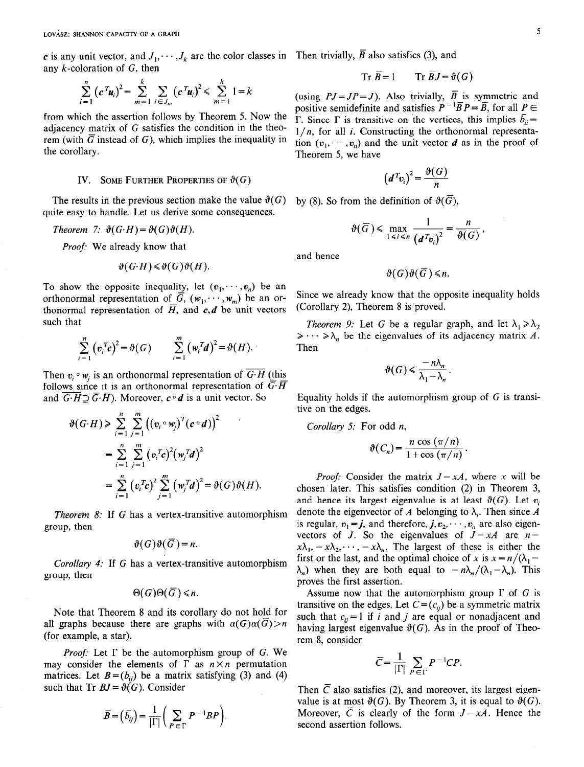$c$ is any unit vector, and $J_1, \cdots, J_k$ are the color classes in any $k$-coloration of $G$, then

$$\sum_{i=1}^{n} (c^T u_i)^2 = \sum_{m=1}^{k} \sum_{i \in J_m} (c^T u_i)^2 \leq \sum_{m=1}^{k} 1 = k$$

from which the assertion follows by Theorem 5. Now the adjacency matrix of $G$ satisfies the condition in the theorem (with $\overline{G}$ instead of $G$), which implies the inequality in the corollary.

## IV. Some Further Properties of $\vartheta(G)$

The results in the previous section make the value $\vartheta(G)$ quite easy to handle. Let us derive some consequences.

*Theorem 7:* $\vartheta(G \cdot H) = \vartheta(G)\vartheta(H)$.

*Proof:* We already know that

$$\vartheta(G \cdot H) \leq \vartheta(G)\vartheta(H).$$

To show the opposite inequality, let $(v_1, \cdots, v_n)$ be an orthonormal representation of $\overline{G}$, $(w_1, \cdots, w_m)$ be an orthonormal representation of $\overline{H}$, and $c, d$ be unit vectors such that

$$\sum_{i=1}^{n} (v_i^T c)^2 = \vartheta(G) \qquad \sum_{i=1}^{m} (w_i^T d)^2 = \vartheta(H).$$

Then $v_i \circ w_j$ is an orthonormal representation of $\overline{G \cdot H}$ (this follows since it is an orthonormal representation of $\overline{G} \cdot \overline{H}$ and $\overline{G \cdot H} \supseteq \overline{G} \cdot \overline{H}$). Moreover, $c \circ d$ is a unit vector. So

$$\begin{aligned} \vartheta(G \cdot H) &\geq \sum_{i=1}^{n} \sum_{j=1}^{m} \left((v_i \circ w_j)^T (c \circ d)\right)^2 \\ &= \sum_{i=1}^{n} \sum_{j=1}^{m} (v_i^T c)^2 (w_j^T d)^2 \\ &= \sum_{i=1}^{n} (v_i^T c)^2 \sum_{j=1}^{m} (w_j^T d)^2 = \vartheta(G)\vartheta(H). \end{aligned}$$

*Theorem 8:* If $G$ has a vertex-transitive automorphism group, then

$$\vartheta(G)\vartheta(\overline{G}) = n.$$

*Corollary 4:* If $G$ has a vertex-transitive automorphism group, then

$$\Theta(G)\Theta(\overline{G}) \leq n.$$

Note that Theorem 8 and its corollary do not hold for all graphs because there are graphs with $\alpha(G)\alpha(\overline{G}) > n$ (for example, a star).

*Proof:* Let $\Gamma$ be the automorphism group of $G$. We may consider the elements of $\Gamma$ as $n \times n$ permutation matrices. Let $B = (b_{ij})$ be a matrix satisfying (3) and (4) such that $\operatorname{Tr} BJ = \vartheta(G)$. Consider

$$\overline{B} = (\bar{b}_{ij}) = \frac{1}{|\Gamma|}\left(\sum_{P \in \Gamma} P^{-1}BP\right).$$

Then trivially, $\overline{B}$ also satisfies (3), and

$$\operatorname{Tr} \overline{B} = 1 \qquad \operatorname{Tr} \overline{B}J = \vartheta(G)$$

(using $PJ = JP = J$). Also trivially, $\overline{B}$ is symmetric and positive semidefinite and satisfies $P^{-1}\overline{B}P = \overline{B}$, for all $P \in \Gamma$. Since $\Gamma$ is transitive on the vertices, this implies $\bar{b}_{ii} = 1/n$, for all $i$. Constructing the orthonormal representation $(v_1, \cdots, v_n)$ and the unit vector $d$ as in the proof of Theorem 5, we have

$$(d^T v_i)^2 = \frac{\vartheta(G)}{n}$$

by (8). So from the definition of $\vartheta(\overline{G})$,

$$\vartheta(\overline{G}) \leq \max_{1 \leq i \leq n} \frac{1}{(d^T v_i)^2} = \frac{n}{\vartheta(G)},$$

and hence

$$\vartheta(G)\vartheta(\overline{G}) \leq n.$$

Since we already know that the opposite inequality holds (Corollary 2), Theorem 8 is proved.

*Theorem 9:* Let $G$ be a regular graph, and let $\lambda_1 \geq \lambda_2 \geq \cdots \geq \lambda_n$ be the eigenvalues of its adjacency matrix $A$. Then

$$\vartheta(G) \leq \frac{-n\lambda_n}{\lambda_1 - \lambda_n}.$$

Equality holds if the automorphism group of $G$ is transitive on the edges.

*Corollary 5:* For odd $n$,

$$\vartheta(C_n) = \frac{n\cos(\pi/n)}{1 + \cos(\pi/n)}.$$

*Proof:* Consider the matrix $J - xA$, where $x$ will be chosen later. This satisfies condition (2) in Theorem 3, and hence its largest eigenvalue is at least $\vartheta(G)$. Let $v_i$ denote the eigenvector of $A$ belonging to $\lambda_i$. Then since $A$ is regular, $v_1 = j$, and therefore, $j, v_2, \cdots, v_n$ are also eigenvectors of $J$. So the eigenvalues of $J - xA$ are $n - x\lambda_1, -x\lambda_2, \cdots, -x\lambda_n$. The largest of these is either the first or the last, and the optimal choice of $x$ is $x = n/(\lambda_1 - \lambda_n)$ when they are both equal to $-n\lambda_n/(\lambda_1 - \lambda_n)$. This proves the first assertion.

Assume now that the automorphism group $\Gamma$ of $G$ is transitive on the edges. Let $C = (c_{ij})$ be a symmetric matrix such that $c_{ij} = 1$ if $i$ and $j$ are equal or nonadjacent and having largest eigenvalue $\vartheta(G)$. As in the proof of Theorem 8, consider

$$\overline{C} = \frac{1}{|\Gamma|} \sum_{P \in \Gamma} P^{-1}CP.$$

Then $\overline{C}$ also satisfies (2), and moreover, its largest eigenvalue is at most $\vartheta(G)$. By Theorem 3, it is equal to $\vartheta(G)$. Moreover, $\overline{C}$ is clearly of the form $J - xA$. Hence the second assertion follows.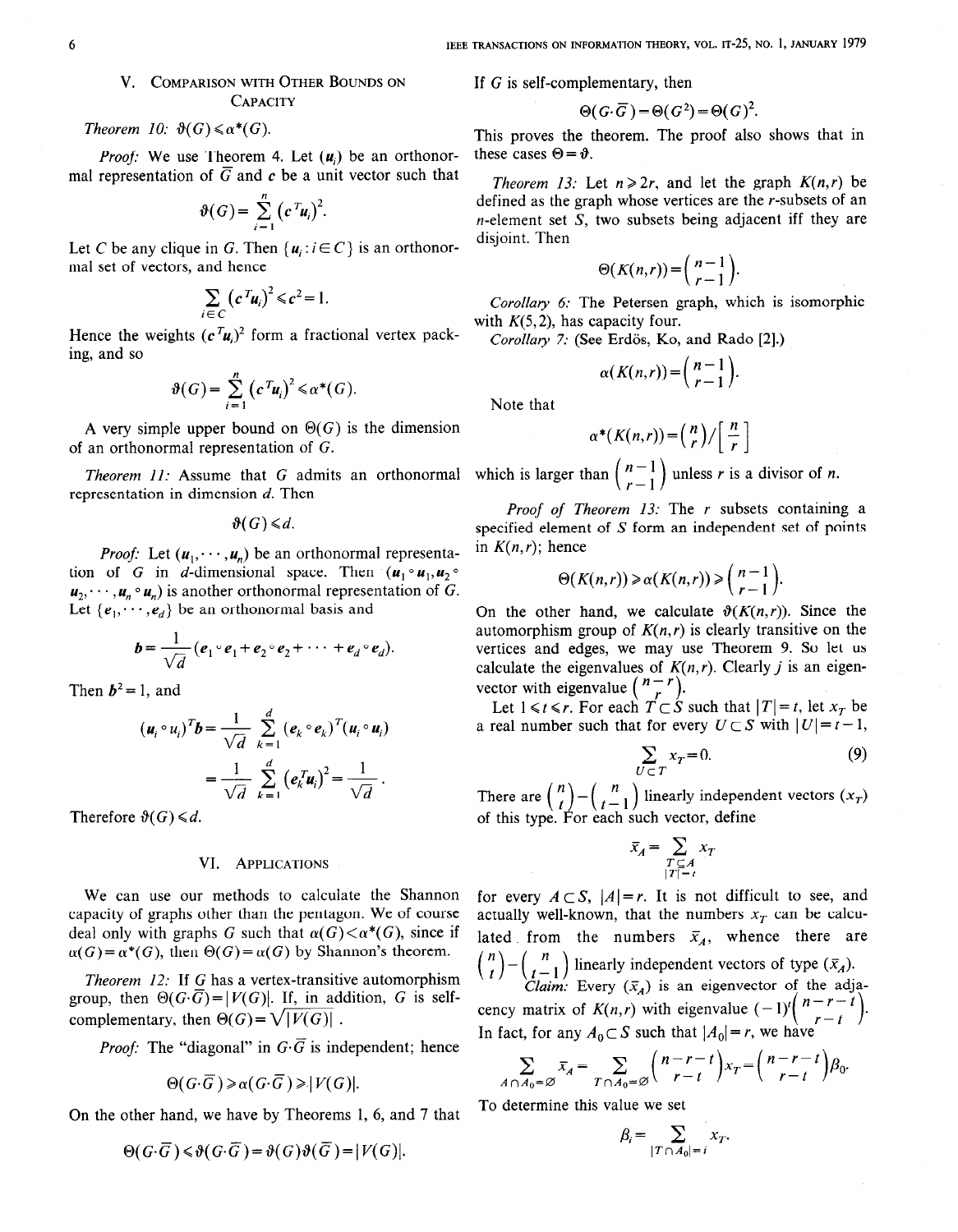## V. Comparison with Other Bounds on Capacity

*Theorem 10:* $\vartheta(G) \leqslant \alpha^*(G)$.

*Proof:* We use Theorem 4. Let $(u_i)$ be an orthonormal representation of $\bar{G}$ and $c$ be a unit vector such that

$$\vartheta(G) = \sum_{i=1}^{n} (c^T u_i)^2.$$

Let $C$ be any clique in $G$. Then $\{u_i : i \in C\}$ is an orthonormal set of vectors, and hence

$$\sum_{i \in C} (c^T u_i)^2 \leqslant c^2 = 1.$$

Hence the weights $(c^T u_i)^2$ form a fractional vertex packing, and so

$$\vartheta(G) = \sum_{i=1}^{n} (c^T u_i)^2 \leqslant \alpha^*(G).$$

A very simple upper bound on $\Theta(G)$ is the dimension of an orthonormal representation of $G$.

*Theorem 11:* Assume that $G$ admits an orthonormal representation in dimension $d$. Then

$$\vartheta(G) \leqslant d.$$

*Proof:* Let $(u_1, \cdots, u_n)$ be an orthonormal representation of $G$ in $d$-dimensional space. Then $(u_1 \circ u_1, u_2 \circ u_2, \cdots, u_n \circ u_n)$ is another orthonormal representation of $G$. Let $\{e_1, \cdots, e_d\}$ be an orthonormal basis and

$$b = \frac{1}{\sqrt{d}}(e_1 \circ e_1 + e_2 \circ e_2 + \cdots + e_d \circ e_d).$$

Then $b^2 = 1$, and

$$(u_i \circ u_i)^T b = \frac{1}{\sqrt{d}} \sum_{k=1}^{d} (e_k \circ e_k)^T (u_i \circ u_i)$$

$$= \frac{1}{\sqrt{d}} \sum_{k=1}^{d} (e_k^T u_i)^2 = \frac{1}{\sqrt{d}}.$$

Therefore $\vartheta(G) \leqslant d$.

## VI. Applications

We can use our methods to calculate the Shannon capacity of graphs other than the pentagon. We of course deal only with graphs $G$ such that $\alpha(G) < \alpha^*(G)$, since if $\alpha(G) = \alpha^*(G)$, then $\Theta(G) = \alpha(G)$ by Shannon's theorem.

*Theorem 12:* If $G$ has a vertex-transitive automorphism group, then $\Theta(G \cdot \bar{G}) = |V(G)|$. If, in addition, $G$ is self-complementary, then $\Theta(G) = \sqrt{|V(G)|}$.

*Proof:* The "diagonal" in $G \cdot \bar{G}$ is independent; hence

$$\Theta(G \cdot \bar{G}) \geqslant \alpha(G \cdot \bar{G}) \geqslant |V(G)|.$$

On the other hand, we have by Theorems 1, 6, and 7 that

$$\Theta(G \cdot \bar{G}) \leqslant \vartheta(G \cdot \bar{G}) = \vartheta(G)\vartheta(\bar{G}) = |V(G)|.$$

If $G$ is self-complementary, then

$$\Theta(G \cdot \bar{G}) = \Theta(G^2) = \Theta(G)^2.$$

This proves the theorem. The proof also shows that in these cases $\Theta = \vartheta$.

*Theorem 13:* Let $n \geqslant 2r$, and let the graph $K(n,r)$ be defined as the graph whose vertices are the $r$-subsets of an $n$-element set $S$, two subsets being adjacent iff they are disjoint. Then

$$\Theta(K(n,r)) = \binom{n-1}{r-1}.$$

*Corollary 6:* The Petersen graph, which is isomorphic with $K(5,2)$, has capacity four.

*Corollary 7:* (See Erdös, Ko, and Rado [2].)

$$\alpha(K(n,r)) = \binom{n-1}{r-1}.$$

Note that

$$\alpha^*(K(n,r)) = \binom{n}{r} \Big/ \left[\frac{n}{r}\right]$$

which is larger than $\binom{n-1}{r-1}$ unless $r$ is a divisor of $n$.

*Proof of Theorem 13:* The $r$ subsets containing a specified element of $S$ form an independent set of points in $K(n,r)$; hence

$$\Theta(K(n,r)) \geqslant \alpha(K(n,r)) \geqslant \binom{n-1}{r-1}.$$

On the other hand, we calculate $\vartheta(K(n,r))$. Since the automorphism group of $K(n,r)$ is clearly transitive on the vertices and edges, we may use Theorem 9. So let us calculate the eigenvalues of $K(n,r)$. Clearly $j$ is an eigenvector with eigenvalue $\binom{n-r}{r}$.

Let $1 \leqslant t \leqslant r$. For each $T \subset S$ such that $|T| = t$, let $x_T$ be a real number such that for every $U \subset S$ with $|U| = t-1$,

$$\sum_{U \subset T} x_T = 0. \tag{9}$$

There are $\binom{n}{t} - \binom{n}{t-1}$ linearly independent vectors $(x_T)$ of this type. For each such vector, define

$$\bar{x}_A = \sum_{\substack{T \subseteq A \\ |T| = t}} x_T$$

for every $A \subset S$, $|A| = r$. It is not difficult to see, and actually well-known, that the numbers $x_T$ can be calculated from the numbers $\bar{x}_A$, whence there are $\binom{n}{t} - \binom{n}{t-1}$ linearly independent vectors of type $(\bar{x}_A)$.

*Claim:* Every $(\bar{x}_A)$ is an eigenvector of the adjacency matrix of $K(n,r)$ with eigenvalue $(-1)^t \binom{n-r-t}{r-t}$. In fact, for any $A_0 \subset S$ such that $|A_0| = r$, we have

$$\sum_{A \cap A_0 = \varnothing} \bar{x}_A = \sum_{T \cap A_0 = \varnothing} \binom{n-r-t}{r-t} x_T = \binom{n-r-t}{r-t} \beta_0.$$

To determine this value we set

$$\beta_i = \sum_{|T \cap A_0| = i} x_T.$$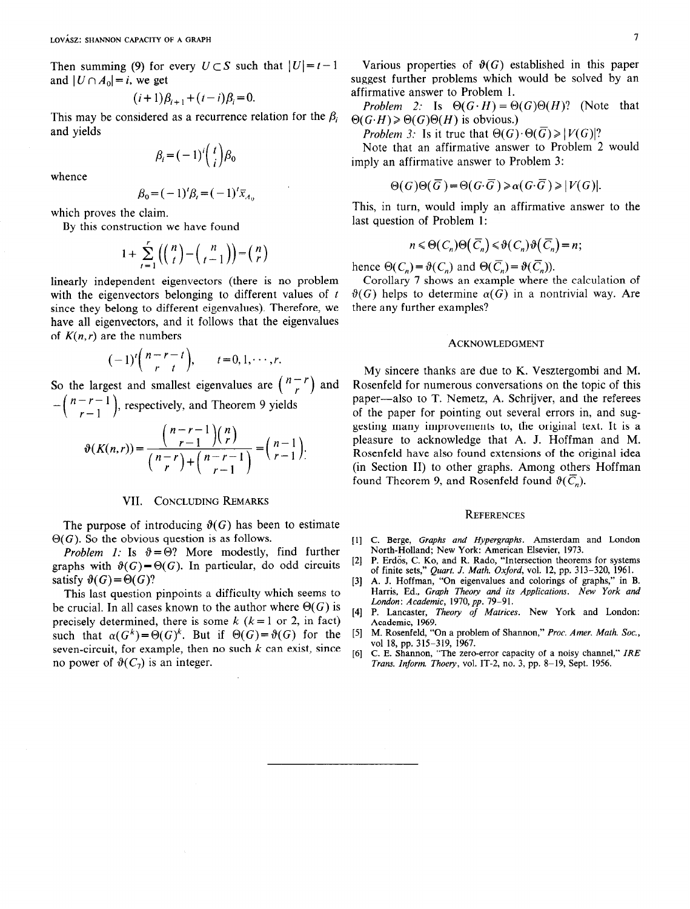Then summing (9) for every $U \subset S$ such that $|U| = t-1$ and $|U \cap A_0| = i$, we get

$$(i+1)\beta_{i+1} + (t-i)\beta_i = 0.$$

This may be considered as a recurrence relation for the $\beta_i$ and yields

$$\beta_i = (-1)^i \binom{t}{i} \beta_0$$

whence

$$\beta_0 = (-1)^t \beta_t = (-1)^t \bar{x}_{A_0}$$

which proves the claim.

By this construction we have found

$$1 + \sum_{t=1}^{r} \left( \binom{n}{t} - \binom{n}{t-1} \right) = \binom{n}{r}$$

linearly independent eigenvectors (there is no problem with the eigenvectors belonging to different values of $t$ since they belong to different eigenvalues). Therefore, we have all eigenvectors, and it follows that the eigenvalues of $K(n,r)$ are the numbers

$$(-1)^t \binom{n-r-t}{r-t}, \qquad t = 0, 1, \cdots, r.$$

So the largest and smallest eigenvalues are $\binom{n-r}{r}$ and $-\binom{n-r-1}{r-1}$, respectively, and Theorem 9 yields

$$\vartheta(K(n,r)) = \frac{\binom{n-r-1}{r-1}\binom{n}{r}}{\binom{n-r}{r} + \binom{n-r-1}{r-1}} = \binom{n-1}{r-1}.$$

## VII. Concluding Remarks

The purpose of introducing $\vartheta(G)$ has been to estimate $\Theta(G)$. So the obvious question is as follows.

*Problem 1:* Is $\vartheta = \Theta$? More modestly, find further graphs with $\vartheta(G) = \Theta(G)$. In particular, do odd circuits satisfy $\vartheta(G) = \Theta(G)$?

This last question pinpoints a difficulty which seems to be crucial. In all cases known to the author where $\Theta(G)$ is precisely determined, there is some $k$ ($k = 1$ or $2$, in fact) such that $\alpha(G^k) = \Theta(G)^k$. But if $\Theta(G) = \vartheta(G)$ for the seven-circuit, for example, then no such $k$ can exist, since no power of $\vartheta(C_7)$ is an integer.

Various properties of $\vartheta(G)$ established in this paper suggest further problems which would be solved by an affirmative answer to Problem 1.

*Problem 2:* Is $\Theta(G \cdot H) = \Theta(G)\Theta(H)$? (Note that $\Theta(G \cdot H) \geq \Theta(G)\Theta(H)$ is obvious.)

*Problem 3:* Is it true that $\Theta(G) \cdot \Theta(\bar{G}) \geq |V(G)|$?

Note that an affirmative answer to Problem 2 would imply an affirmative answer to Problem 3:

$$\Theta(G)\Theta(\bar{G}) = \Theta(G \cdot \bar{G}) \geq \alpha(G \cdot \bar{G}) \geq |V(G)|.$$

This, in turn, would imply an affirmative answer to the last question of Problem 1:

$$n \leq \Theta(C_n)\Theta(\bar{C}_n) \leq \vartheta(C_n)\vartheta(\bar{C}_n) = n;$$

hence $\Theta(C_n) = \vartheta(C_n)$ and $\Theta(\bar{C}_n) = \vartheta(\bar{C}_n)$).

Corollary 7 shows an example where the calculation of $\vartheta(G)$ helps to determine $\alpha(G)$ in a nontrivial way. Are there any further examples?

## Acknowledgment

My sincere thanks are due to K. Vesztergombi and M. Rosenfeld for numerous conversations on the topic of this paper—also to T. Nemetz, A. Schrijver, and the referees of the paper for pointing out several errors in, and suggesting many improvements to, the original text. It is a pleasure to acknowledge that A. J. Hoffman and M. Rosenfeld have also found extensions of the original idea (in Section II) to other graphs. Among others Hoffman found Theorem 9, and Rosenfeld found $\vartheta(\bar{C}_n)$.

## References

[1] C. Berge, *Graphs and Hypergraphs*. Amsterdam and London North-Holland; New York: American Elsevier, 1973.

[2] P. Erdős, C. Ko, and R. Rado, "Intersection theorems for systems of finite sets," *Quart. J. Math. Oxford*, vol. 12, pp. 313–320, 1961.

[3] A. J. Hoffman, "On eigenvalues and colorings of graphs," in B. Harris, Ed., *Graph Theory and its Applications*. *New York and London*: *Academic*, 1970, *pp.* 79–91.

[4] P. Lancaster, *Theory of Matrices*. New York and London: Academic, 1969.

[5] M. Rosenfeld, "On a problem of Shannon," *Proc. Amer. Math. Soc.*, vol 18, pp. 315–319, 1967.

[6] C. E. Shannon, "The zero-error capacity of a noisy channel," *IRE Trans. Inform. Thoery*, vol. IT-2, no. 3, pp. 8–19, Sept. 1956.